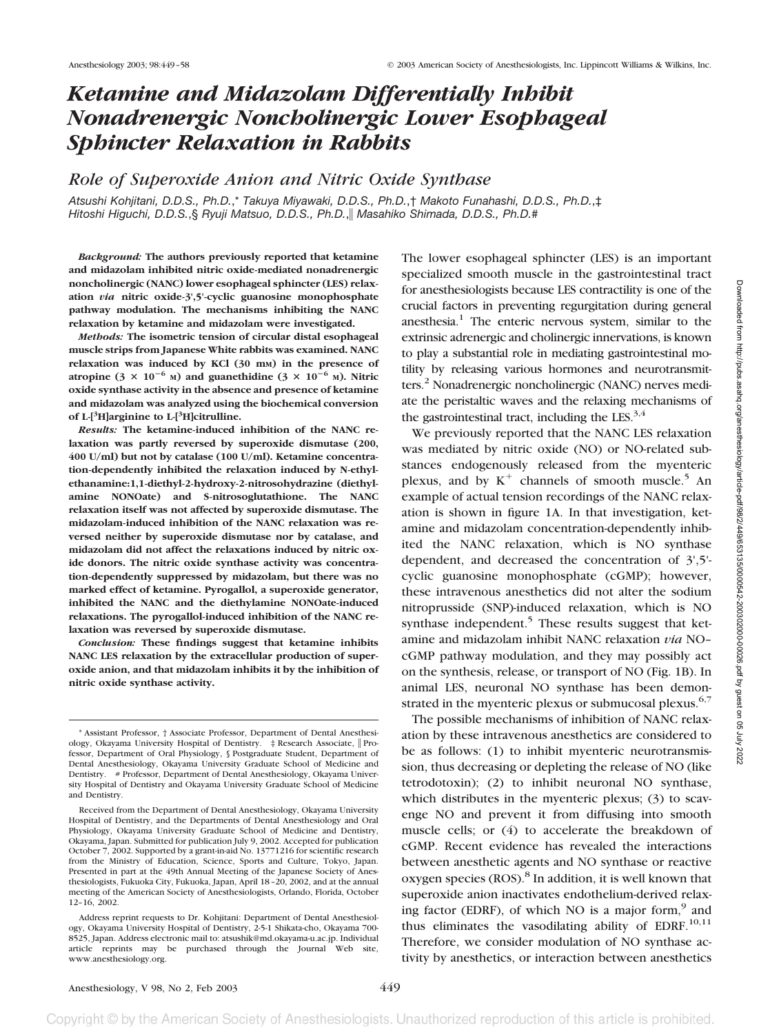# *Ketamine and Midazolam Differentially Inhibit Nonadrenergic Noncholinergic Lower Esophageal Sphincter Relaxation in Rabbits*

## *Role of Superoxide Anion and Nitric Oxide Synthase*

*Atsushi Kohjitani, D.D.S., Ph.D.,\* Takuya Miyawaki, D.D.S., Ph.D.,† Makoto Funahashi, D.D.S., Ph.D.,‡ Hitoshi Higuchi, D.D.S.,§ Ryuji Matsuo, D.D.S., Ph.D.,‖ Masahiko Shimada, D.D.S., Ph.D.#*

***Background:*** **The authors previously reported that ketamine and midazolam inhibited nitric oxide-mediated nonadrenergic noncholinergic (NANC) lower esophageal sphincter (LES) relaxation *via* nitric oxide-3',5'-cyclic guanosine monophosphate pathway modulation. The mechanisms inhibiting the NANC relaxation by ketamine and midazolam were investigated.**

***Methods:*** **The isometric tension of circular distal esophageal muscle strips from Japanese White rabbits was examined. NANC relaxation was induced by KCl (30 mM) in the presence of atropine ($3 \times 10^{-6}$ M) and guanethidine ($3 \times 10^{-6}$ M). Nitric oxide synthase activity in the absence and presence of ketamine and midazolam was analyzed using the biochemical conversion of L-[$^3$H]arginine to L-[$^3$H]citrulline.**

***Results:*** **The ketamine-induced inhibition of the NANC relaxation was partly reversed by superoxide dismutase (200, 400 U/ml) but not by catalase (100 U/ml). Ketamine concentration-dependently inhibited the relaxation induced by N-ethylethanamine:1,1-diethyl-2-hydroxy-2-nitrosohydrazine (diethylamine NONOate) and S-nitrosoglutathione. The NANC relaxation itself was not affected by superoxide dismutase. The midazolam-induced inhibition of the NANC relaxation was reversed neither by superoxide dismutase nor by catalase, and midazolam did not affect the relaxations induced by nitric oxide donors. The nitric oxide synthase activity was concentration-dependently suppressed by midazolam, but there was no marked effect of ketamine. Pyrogallol, a superoxide generator, inhibited the NANC and the diethylamine NONOate-induced relaxations. The pyrogallol-induced inhibition of the NANC relaxation was reversed by superoxide dismutase.**

***Conclusion:*** **These findings suggest that ketamine inhibits NANC LES relaxation by the extracellular production of superoxide anion, and that midazolam inhibits it by the inhibition of nitric oxide synthase activity.**

The lower esophageal sphincter (LES) is an important specialized smooth muscle in the gastrointestinal tract for anesthesiologists because LES contractility is one of the crucial factors in preventing regurgitation during general anesthesia.[1] The enteric nervous system, similar to the extrinsic adrenergic and cholinergic innervations, is known to play a substantial role in mediating gastrointestinal motility by releasing various hormones and neurotransmitters.[2] Nonadrenergic noncholinergic (NANC) nerves mediate the peristaltic waves and the relaxing mechanisms of the gastrointestinal tract, including the LES.[3,4]

We previously reported that the NANC LES relaxation was mediated by nitric oxide (NO) or NO-related substances endogenously released from the myenteric plexus, and by $K^+$ channels of smooth muscle.[5] An example of actual tension recordings of the NANC relaxation is shown in figure 1A. In that investigation, ketamine and midazolam concentration-dependently inhibited the NANC relaxation, which is NO synthase dependent, and decreased the concentration of 3',5'-cyclic guanosine monophosphate (cGMP); however, these intravenous anesthetics did not alter the sodium nitroprusside (SNP)-induced relaxation, which is NO synthase independent.[5] These results suggest that ketamine and midazolam inhibit NANC relaxation *via* NO–cGMP pathway modulation, and they may possibly act on the synthesis, release, or transport of NO (Fig. 1B). In animal LES, neuronal NO synthase has been demonstrated in the myenteric plexus or submucosal plexus.[6,7]

The possible mechanisms of inhibition of NANC relaxation by these intravenous anesthetics are considered to be as follows: (1) to inhibit myenteric neurotransmission, thus decreasing or depleting the release of NO (like tetrodotoxin); (2) to inhibit neuronal NO synthase, which distributes in the myenteric plexus; (3) to scavenge NO and prevent it from diffusing into smooth muscle cells; or (4) to accelerate the breakdown of cGMP. Recent evidence has revealed the interactions between anesthetic agents and NO synthase or reactive oxygen species (ROS).[8] In addition, it is well known that superoxide anion inactivates endothelium-derived relaxing factor (EDRF), of which NO is a major form,[9] and thus eliminates the vasodilating ability of EDRF.[10,11] Therefore, we consider modulation of NO synthase activity by anesthetics, or interaction between anesthetics

---

\* Assistant Professor, † Associate Professor, Department of Dental Anesthesiology, Okayama University Hospital of Dentistry. ‡ Research Associate, ‖ Professor, Department of Oral Physiology, § Postgraduate Student, Department of Dental Anesthesiology, Okayama University Graduate School of Medicine and Dentistry. # Professor, Department of Dental Anesthesiology, Okayama University Hospital of Dentistry and Okayama University Graduate School of Medicine and Dentistry.

Received from the Department of Dental Anesthesiology, Okayama University Hospital of Dentistry, and the Departments of Dental Anesthesiology and Oral Physiology, Okayama University Graduate School of Medicine and Dentistry, Okayama, Japan. Submitted for publication July 9, 2002. Accepted for publication October 7, 2002. Supported by a grant-in-aid No. 13771216 for scientific research from the Ministry of Education, Science, Sports and Culture, Tokyo, Japan. Presented in part at the 49th Annual Meeting of the Japanese Society of Anesthesiologists, Fukuoka City, Fukuoka, Japan, April 18–20, 2002, and at the annual meeting of the American Society of Anesthesiologists, Orlando, Florida, October 12–16, 2002.

Address reprint requests to Dr. Kohjitani: Department of Dental Anesthesiology, Okayama University Hospital of Dentistry, 2-5-1 Shikata-cho, Okayama 700-8525, Japan. Address electronic mail to: atsushik@md.okayama-u.ac.jp. Individual article reprints may be purchased through the Journal Web site, www.anesthesiology.org.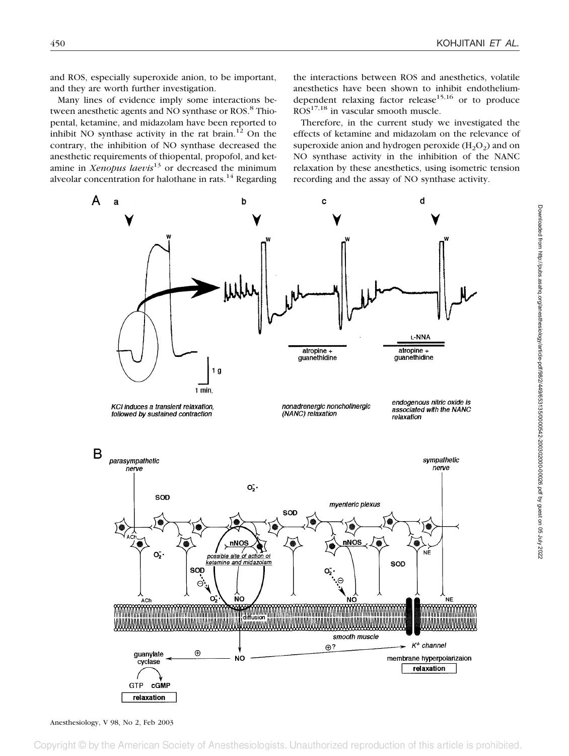and ROS, especially superoxide anion, to be important, and they are worth further investigation.

Many lines of evidence imply some interactions between anesthetic agents and NO synthase or ROS.[8] Thiopental, ketamine, and midazolam have been reported to inhibit NO synthase activity in the rat brain.[12] On the contrary, the inhibition of NO synthase decreased the anesthetic requirements of thiopental, propofol, and ketamine in *Xenopus laevis*[13] or decreased the minimum alveolar concentration for halothane in rats.[14] Regarding the interactions between ROS and anesthetics, volatile anesthetics have been shown to inhibit endothelium-dependent relaxing factor release[15,16] or to produce ROS[17,18] in vascular smooth muscle.

Therefore, in the current study we investigated the effects of ketamine and midazolam on the relevance of superoxide anion and hydrogen peroxide ($H_2O_2$) and on NO synthase activity in the inhibition of the NANC relaxation by these anesthetics, using isometric tension recording and the assay of NO synthase activity.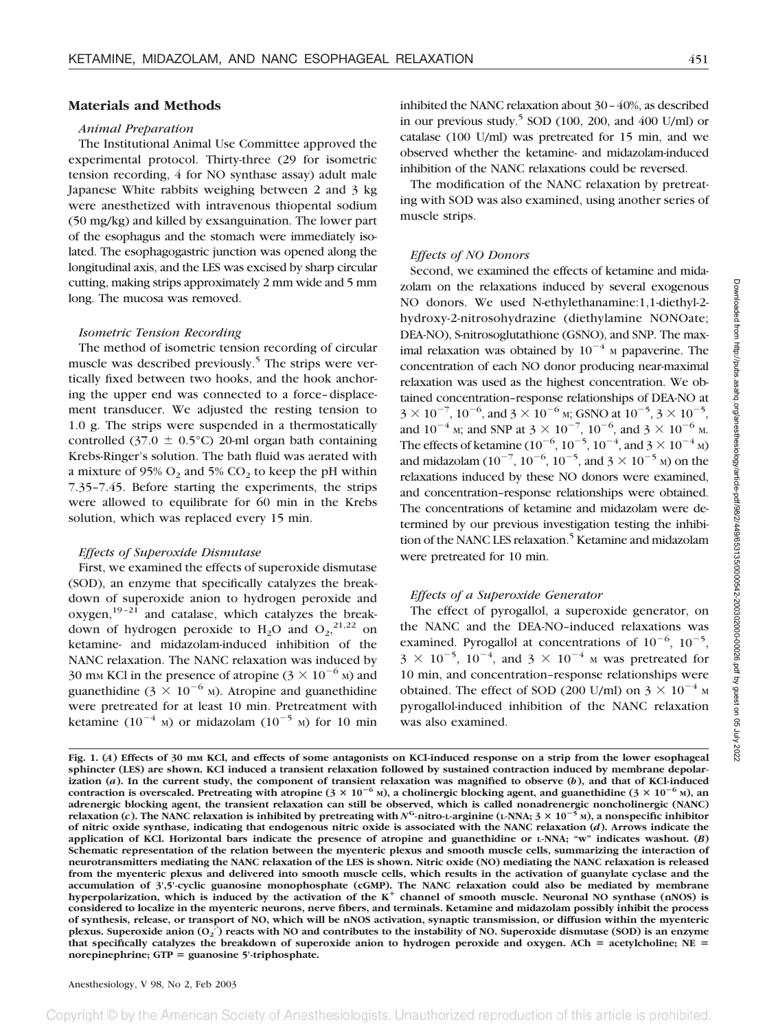## Materials and Methods

### Animal Preparation

The Institutional Animal Use Committee approved the experimental protocol. Thirty-three (29 for isometric tension recording, 4 for NO synthase assay) adult male Japanese White rabbits weighing between 2 and 3 kg were anesthetized with intravenous thiopental sodium (50 mg/kg) and killed by exsanguination. The lower part of the esophagus and the stomach were immediately isolated. The esophagogastric junction was opened along the longitudinal axis, and the LES was excised by sharp circular cutting, making strips approximately 2 mm wide and 5 mm long. The mucosa was removed.

### Isometric Tension Recording

The method of isometric tension recording of circular muscle was described previously.[5] The strips were vertically fixed between two hooks, and the hook anchoring the upper end was connected to a force–displacement transducer. We adjusted the resting tension to 1.0 g. The strips were suspended in a thermostatically controlled (37.0 ± 0.5°C) 20-ml organ bath containing Krebs-Ringer's solution. The bath fluid was aerated with a mixture of 95% $O_2$ and 5% $CO_2$ to keep the pH within 7.35–7.45. Before starting the experiments, the strips were allowed to equilibrate for 60 min in the Krebs solution, which was replaced every 15 min.

### Effects of Superoxide Dismutase

First, we examined the effects of superoxide dismutase (SOD), an enzyme that specifically catalyzes the breakdown of superoxide anion to hydrogen peroxide and oxygen,[19–21] and catalase, which catalyzes the breakdown of hydrogen peroxide to $H_2O$ and $O_2$,[21,22] on ketamine- and midazolam-induced inhibition of the NANC relaxation. The NANC relaxation was induced by 30 mM KCl in the presence of atropine ($3 \times 10^{-6}$ M) and guanethidine ($3 \times 10^{-6}$ M). Atropine and guanethidine were pretreated for at least 10 min. Pretreatment with ketamine ($10^{-4}$ M) or midazolam ($10^{-5}$ M) for 10 min inhibited the NANC relaxation about 30–40%, as described in our previous study.[5] SOD (100, 200, and 400 U/ml) or catalase (100 U/ml) was pretreated for 15 min, and we observed whether the ketamine- and midazolam-induced inhibition of the NANC relaxations could be reversed.

The modification of the NANC relaxation by pretreating with SOD was also examined, using another series of muscle strips.

### Effects of NO Donors

Second, we examined the effects of ketamine and midazolam on the relaxations induced by several exogenous NO donors. We used N-ethylethanamine:1,1-diethyl-2-hydroxy-2-nitrosohydrazine (diethylamine NONOate; DEA-NO), S-nitrosoglutathione (GSNO), and SNP. The maximal relaxation was obtained by $10^{-4}$ M papaverine. The concentration of each NO donor producing near-maximal relaxation was used as the highest concentration. We obtained concentration–response relationships of DEA-NO at $3 \times 10^{-7}$, $10^{-6}$, and $3 \times 10^{-6}$ M; GSNO at $10^{-5}$, $3 \times 10^{-5}$, and $10^{-4}$ M; and SNP at $3 \times 10^{-7}$, $10^{-6}$, and $3 \times 10^{-6}$ M. The effects of ketamine ($10^{-6}$, $10^{-5}$, $10^{-4}$, and $3 \times 10^{-4}$ M) and midazolam ($10^{-7}$, $10^{-6}$, $10^{-5}$, and $3 \times 10^{-5}$ M) on the relaxations induced by these NO donors were examined, and concentration–response relationships were obtained. The concentrations of ketamine and midazolam were determined by our previous investigation testing the inhibition of the NANC LES relaxation.[5] Ketamine and midazolam were pretreated for 10 min.

### Effects of a Superoxide Generator

The effect of pyrogallol, a superoxide generator, on the NANC and the DEA-NO–induced relaxations was examined. Pyrogallol at concentrations of $10^{-6}$, $10^{-5}$, $3 \times 10^{-5}$, $10^{-4}$, and $3 \times 10^{-4}$ M was pretreated for 10 min, and concentration–response relationships were obtained. The effect of SOD (200 U/ml) on $3 \times 10^{-4}$ M pyrogallol-induced inhibition of the NANC relaxation was also examined.

**Fig. 1. (*A*) Effects of 30 mM KCl, and effects of some antagonists on KCl-induced response on a strip from the lower esophageal sphincter (LES) are shown. KCl induced a transient relaxation followed by sustained contraction induced by membrane depolarization (*a*). In the current study, the component of transient relaxation was magnified to observe (*b*), and that of KCl-induced contraction is overscaled. Pretreating with atropine ($3 \times 10^{-6}$ M), a cholinergic blocking agent, and guanethidine ($3 \times 10^{-6}$ M), an adrenergic blocking agent, the transient relaxation can still be observed, which is called nonadrenergic noncholinergic (NANC) relaxation (*c*). The NANC relaxation is inhibited by pretreating with $N^G$-nitro-L-arginine (L-NNA; $3 \times 10^{-5}$ M), a nonspecific inhibitor of nitric oxide synthase, indicating that endogenous nitric oxide is associated with the NANC relaxation (*d*). Arrows indicate the application of KCl. Horizontal bars indicate the presence of atropine and guanethidine or L-NNA; "w" indicates washout. (*B*) Schematic representation of the relation between the myenteric plexus and smooth muscle cells, summarizing the interaction of neurotransmitters mediating the NANC relaxation of the LES is shown. Nitric oxide (NO) mediating the NANC relaxation is released from the myenteric plexus and delivered into smooth muscle cells, which results in the activation of guanylate cyclase and the accumulation of 3′,5′-cyclic guanosine monophosphate (cGMP). The NANC relaxation could also be mediated by membrane hyperpolarization, which is induced by the activation of the $K^+$ channel of smooth muscle. Neuronal NO synthase (nNOS) is considered to localize in the myenteric neurons, nerve fibers, and terminals. Ketamine and midazolam possibly inhibit the process of synthesis, release, or transport of NO, which will be nNOS activation, synaptic transmission, or diffusion within the myenteric plexus. Superoxide anion ($O_2^{\cdot-}$) reacts with NO and contributes to the instability of NO. Superoxide dismutase (SOD) is an enzyme that specifically catalyzes the breakdown of superoxide anion to hydrogen peroxide and oxygen. ACh = acetylcholine; NE = norepinephrine; GTP = guanosine 5′-triphosphate.**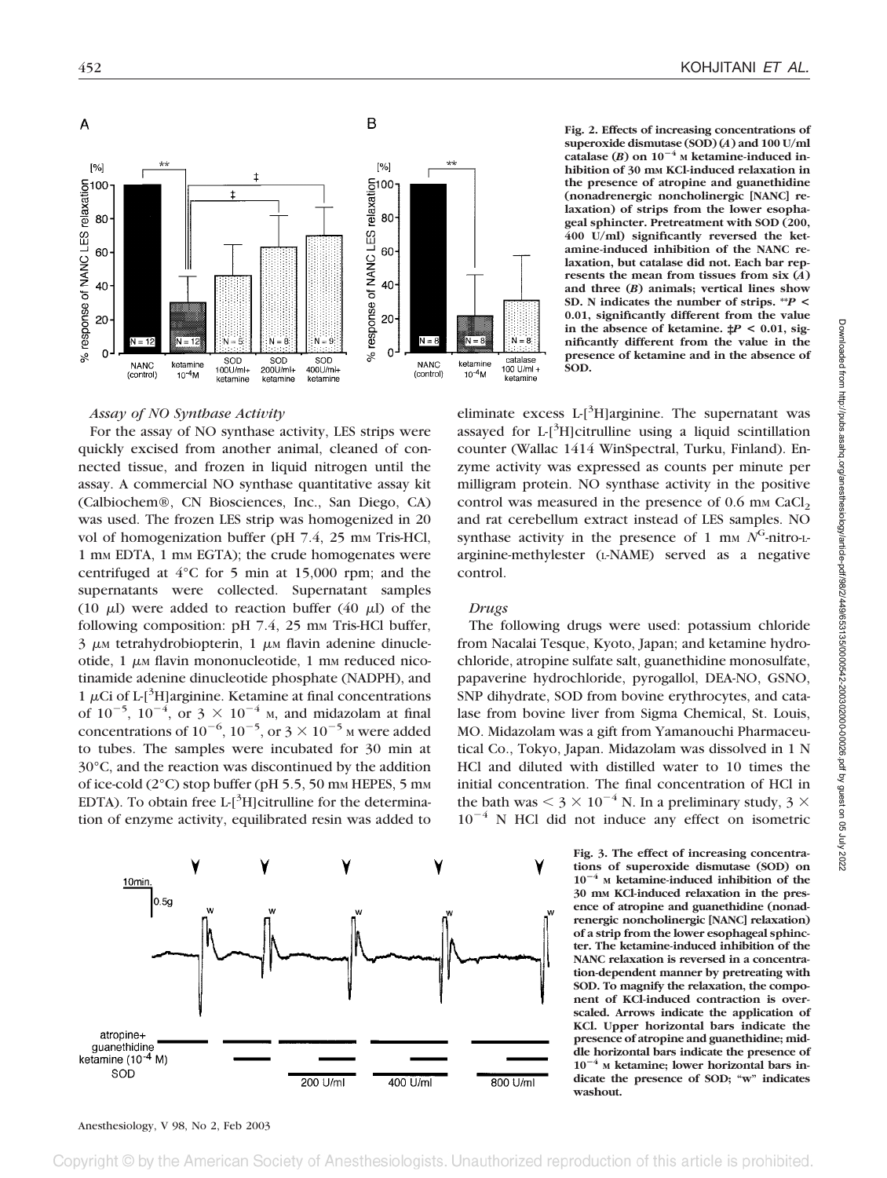**Fig. 2. Effects of increasing concentrations of superoxide dismutase (SOD) (*A*) and 100 U/ml catalase (*B*) on $10^{-4}$ M ketamine-induced inhibition of 30 mM KCl-induced relaxation in the presence of atropine and guanethidine (nonadrenergic noncholinergic [NANC] relaxation) of strips from the lower esophageal sphincter. Pretreatment with SOD (200, 400 U/ml) significantly reversed the ketamine-induced inhibition of the NANC relaxation, but catalase did not. Each bar represents the mean from tissues from six (*A*) and three (*B*) animals; vertical lines show SD. N indicates the number of strips. **$P < 0.01$, significantly different from the value in the absence of ketamine. ‡$P < 0.01$, significantly different from the value in the presence of ketamine and in the absence of SOD.**

### *Assay of NO Synthase Activity*

For the assay of NO synthase activity, LES strips were quickly excised from another animal, cleaned of connected tissue, and frozen in liquid nitrogen until the assay. A commercial NO synthase quantitative assay kit (Calbiochem®, CN Biosciences, Inc., San Diego, CA) was used. The frozen LES strip was homogenized in 20 vol of homogenization buffer (pH 7.4, 25 mM Tris-HCl, 1 mM EDTA, 1 mM EGTA); the crude homogenates were centrifuged at 4°C for 5 min at 15,000 rpm; and the supernatants were collected. Supernatant samples (10 μl) were added to reaction buffer (40 μl) of the following composition: pH 7.4, 25 mM Tris-HCl buffer, 3 μM tetrahydrobiopterin, 1 μM flavin adenine dinucleotide, 1 μM flavin mononucleotide, 1 mM reduced nicotinamide adenine dinucleotide phosphate (NADPH), and 1 μCi of L-[$^{3}$H]arginine. Ketamine at final concentrations of $10^{-5}$, $10^{-4}$, or $3 \times 10^{-4}$ M, and midazolam at final concentrations of $10^{-6}$, $10^{-5}$, or $3 \times 10^{-5}$ M were added to tubes. The samples were incubated for 30 min at 30°C, and the reaction was discontinued by the addition of ice-cold (2°C) stop buffer (pH 5.5, 50 mM HEPES, 5 mM EDTA). To obtain free L-[$^{3}$H]citrulline for the determination of enzyme activity, equilibrated resin was added to eliminate excess L-[$^{3}$H]arginine. The supernatant was assayed for L-[$^{3}$H]citrulline using a liquid scintillation counter (Wallac 1414 WinSpectral, Turku, Finland). Enzyme activity was expressed as counts per minute per milligram protein. NO synthase activity in the positive control was measured in the presence of 0.6 mM $CaCl_2$ and rat cerebellum extract instead of LES samples. NO synthase activity in the presence of 1 mM $N^{G}$-nitro-L-arginine-methylester (L-NAME) served as a negative control.

### *Drugs*

The following drugs were used: potassium chloride from Nacalai Tesque, Kyoto, Japan; and ketamine hydrochloride, atropine sulfate salt, guanethidine monosulfate, papaverine hydrochloride, pyrogallol, DEA-NO, GSNO, SNP dihydrate, SOD from bovine erythrocytes, and catalase from bovine liver from Sigma Chemical, St. Louis, MO. Midazolam was a gift from Yamanouchi Pharmaceutical Co., Tokyo, Japan. Midazolam was dissolved in 1 N HCl and diluted with distilled water to 10 times the initial concentration. The final concentration of HCl in the bath was $< 3 \times 10^{-4}$ N. In a preliminary study, $3 \times 10^{-4}$ N HCl did not induce any effect on isometric

**Fig. 3. The effect of increasing concentrations of superoxide dismutase (SOD) on $10^{-4}$ M ketamine-induced inhibition of the 30 mM KCl-induced relaxation in the presence of atropine and guanethidine (nonadrenergic noncholinergic [NANC] relaxation) of a strip from the lower esophageal sphincter. The ketamine-induced inhibition of the NANC relaxation is reversed in a concentration-dependent manner by pretreating with SOD. To magnify the relaxation, the component of KCl-induced contraction is overscaled. Arrows indicate the application of KCl. Upper horizontal bars indicate the presence of atropine and guanethidine; middle horizontal bars indicate the presence of $10^{-4}$ M ketamine; lower horizontal bars indicate the presence of SOD; "w" indicates washout.**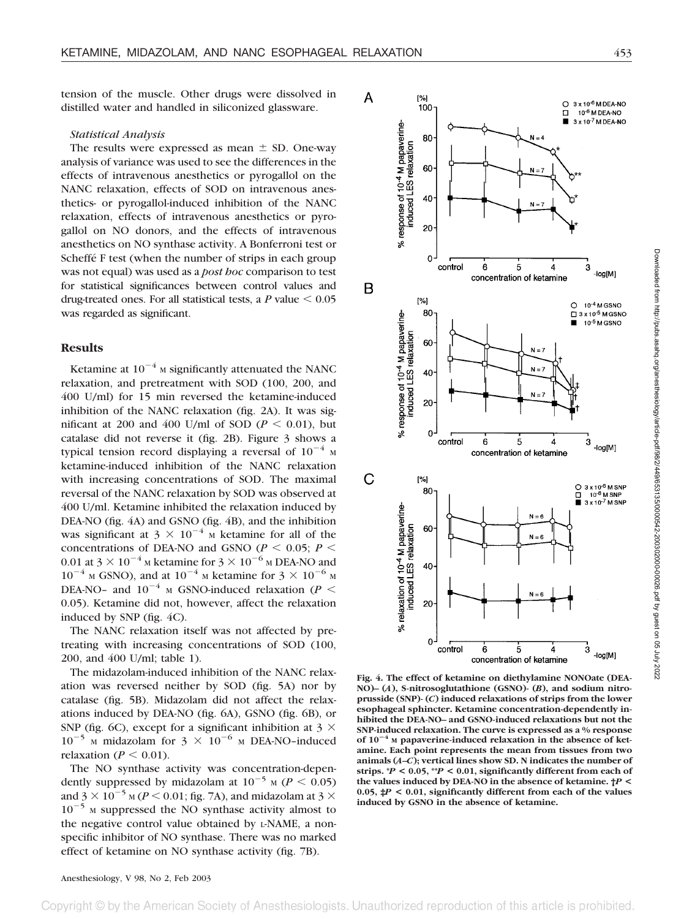tension of the muscle. Other drugs were dissolved in distilled water and handled in siliconized glassware.

### *Statistical Analysis*

The results were expressed as mean ± SD. One-way analysis of variance was used to see the differences in the effects of intravenous anesthetics or pyrogallol on the NANC relaxation, effects of SOD on intravenous anesthetics- or pyrogallol-induced inhibition of the NANC relaxation, effects of intravenous anesthetics or pyrogallol on NO donors, and the effects of intravenous anesthetics on NO synthase activity. A Bonferroni test or Scheffé F test (when the number of strips in each group was not equal) was used as a *post hoc* comparison to test for statistical significances between control values and drug-treated ones. For all statistical tests, a *P* value < 0.05 was regarded as significant.

## Results

Ketamine at $10^{-4}$ M significantly attenuated the NANC relaxation, and pretreatment with SOD (100, 200, and 400 U/ml) for 15 min reversed the ketamine-induced inhibition of the NANC relaxation (fig. 2A). It was significant at 200 and 400 U/ml of SOD ($P < 0.01$), but catalase did not reverse it (fig. 2B). Figure 3 shows a typical tension record displaying a reversal of $10^{-4}$ M ketamine-induced inhibition of the NANC relaxation with increasing concentrations of SOD. The maximal reversal of the NANC relaxation by SOD was observed at 400 U/ml. Ketamine inhibited the relaxation induced by DEA-NO (fig. 4A) and GSNO (fig. 4B), and the inhibition was significant at $3 \times 10^{-4}$ M ketamine for all of the concentrations of DEA-NO and GSNO ($P < 0.05$; $P < 0.01$ at $3 \times 10^{-4}$ M ketamine for $3 \times 10^{-6}$ M DEA-NO and $10^{-4}$ M GSNO), and at $10^{-4}$ M ketamine for $3 \times 10^{-6}$ M DEA-NO– and $10^{-4}$ M GSNO-induced relaxation ($P < 0.05$). Ketamine did not, however, affect the relaxation induced by SNP (fig. 4C).

The NANC relaxation itself was not affected by pretreating with increasing concentrations of SOD (100, 200, and 400 U/ml; table 1).

The midazolam-induced inhibition of the NANC relaxation was reversed neither by SOD (fig. 5A) nor by catalase (fig. 5B). Midazolam did not affect the relaxations induced by DEA-NO (fig. 6A), GSNO (fig. 6B), or SNP (fig. 6C), except for a significant inhibition at $3 \times 10^{-5}$ M midazolam for $3 \times 10^{-6}$ M DEA-NO–induced relaxation ($P < 0.01$).

The NO synthase activity was concentration-dependently suppressed by midazolam at $10^{-5}$ M ($P < 0.05$) and $3 \times 10^{-5}$ M ($P < 0.01$; fig. 7A), and midazolam at $3 \times 10^{-5}$ M suppressed the NO synthase activity almost to the negative control value obtained by L-NAME, a nonspecific inhibitor of NO synthase. There was no marked effect of ketamine on NO synthase activity (fig. 7B).

**Fig. 4. The effect of ketamine on diethylamine NONOate (DEA-NO)– (*A*), S-nitrosoglutathione (GSNO)- (*B*), and sodium nitroprusside (SNP)- (*C*) induced relaxations of strips from the lower esophageal sphincter. Ketamine concentration-dependently inhibited the DEA-NO– and GSNO-induced relaxations but not the SNP-induced relaxation. The curve is expressed as a % response of $10^{-4}$ M papaverine-induced relaxation in the absence of ketamine. Each point represents the mean from tissues from two animals (*A–C*); vertical lines show SD. N indicates the number of strips. \*$P < 0.05$, \*\*$P < 0.01$, significantly different from each of the values induced by DEA-NO in the absence of ketamine. †$P < 0.05$, ‡$P < 0.01$, significantly different from each of the values induced by GSNO in the absence of ketamine.**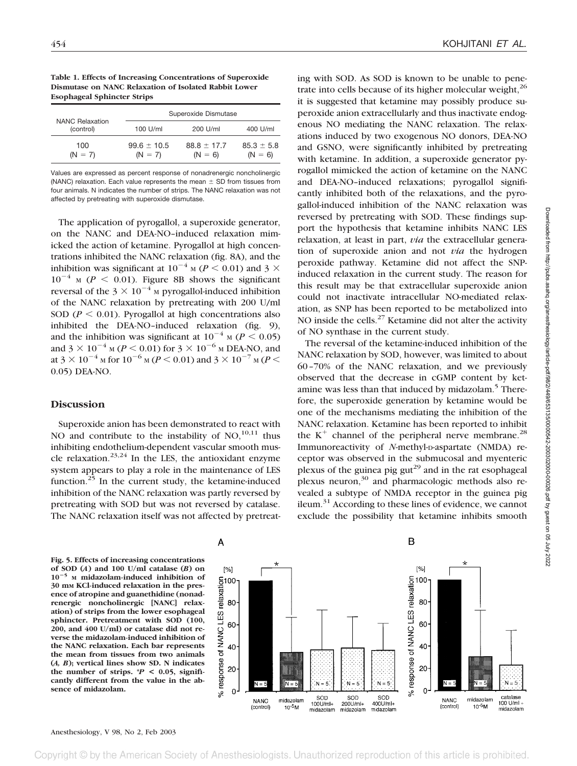**Table 1. Effects of Increasing Concentrations of Superoxide Dismutase on NANC Relaxation of Isolated Rabbit Lower Esophageal Sphincter Strips**

| NANC Relaxation (control) | Superoxide Dismutase | | |
|---|---|---|---|
| | 100 U/ml | 200 U/ml | 400 U/ml |
| 100 (N = 7) | 99.6 ± 10.5 (N = 7) | 88.8 ± 17.7 (N = 6) | 85.3 ± 5.8 (N = 6) |

Values are expressed as percent response of nonadrenergic noncholinergic (NANC) relaxation. Each value represents the mean ± SD from tissues from four animals. N indicates the number of strips. The NANC relaxation was not affected by pretreating with superoxide dismutase.

The application of pyrogallol, a superoxide generator, on the NANC and DEA-NO–induced relaxation mimicked the action of ketamine. Pyrogallol at high concentrations inhibited the NANC relaxation (fig. 8A), and the inhibition was significant at $10^{-4}$ M ($P < 0.01$) and $3 \times 10^{-4}$ M ($P < 0.01$). Figure 8B shows the significant reversal of the $3 \times 10^{-4}$ M pyrogallol-induced inhibition of the NANC relaxation by pretreating with 200 U/ml SOD ($P < 0.01$). Pyrogallol at high concentrations also inhibited the DEA-NO–induced relaxation (fig. 9), and the inhibition was significant at $10^{-4}$ M ($P < 0.05$) and $3 \times 10^{-4}$ M ($P < 0.01$) for $3 \times 10^{-6}$ M DEA-NO, and at $3 \times 10^{-4}$ M for $10^{-6}$ M ($P < 0.01$) and $3 \times 10^{-7}$ M ($P < 0.05$) DEA-NO.

## Discussion

Superoxide anion has been demonstrated to react with NO and contribute to the instability of NO,[10,11] thus inhibiting endothelium-dependent vascular smooth muscle relaxation.[23,24] In the LES, the antioxidant enzyme system appears to play a role in the maintenance of LES function.[25] In the current study, the ketamine-induced inhibition of the NANC relaxation was partly reversed by pretreating with SOD but was not reversed by catalase. The NANC relaxation itself was not affected by pretreating with SOD. As SOD is known to be unable to penetrate into cells because of its higher molecular weight,[26] it is suggested that ketamine may possibly produce superoxide anion extracellularly and thus inactivate endogenous NO mediating the NANC relaxation. The relaxations induced by two exogenous NO donors, DEA-NO and GSNO, were significantly inhibited by pretreating with ketamine. In addition, a superoxide generator pyrogallol mimicked the action of ketamine on the NANC and DEA-NO–induced relaxations; pyrogallol significantly inhibited both of the relaxations, and the pyrogallol-induced inhibition of the NANC relaxation was reversed by pretreating with SOD. These findings support the hypothesis that ketamine inhibits NANC LES relaxation, at least in part, *via* the extracellular generation of superoxide anion and not *via* the hydrogen peroxide pathway. Ketamine did not affect the SNP-induced relaxation in the current study. The reason for this result may be that extracellular superoxide anion could not inactivate intracellular NO-mediated relaxation, as SNP has been reported to be metabolized into NO inside the cells.[27] Ketamine did not alter the activity of NO synthase in the current study.

The reversal of the ketamine-induced inhibition of the NANC relaxation by SOD, however, was limited to about 60–70% of the NANC relaxation, and we previously observed that the decrease in cGMP content by ketamine was less than that induced by midazolam.[5] Therefore, the superoxide generation by ketamine would be one of the mechanisms mediating the inhibition of the NANC relaxation. Ketamine has been reported to inhibit the $K^+$ channel of the peripheral nerve membrane.[28] Immunoreactivity of *N*-methyl-D-aspartate (NMDA) receptor was observed in the submucosal and myenteric plexus of the guinea pig gut[29] and in the rat esophageal plexus neuron,[30] and pharmacologic methods also revealed a subtype of NMDA receptor in the guinea pig ileum.[31] According to these lines of evidence, we cannot exclude the possibility that ketamine inhibits smooth

**Fig. 5. Effects of increasing concentrations of SOD (*A*) and 100 U/ml catalase (*B*) on $10^{-5}$ M midazolam-induced inhibition of 30 mM KCl-induced relaxation in the presence of atropine and guanethidine (nonadrenergic noncholinergic [NANC] relaxation) of strips from the lower esophageal sphincter. Pretreatment with SOD (100, 200, and 400 U/ml) or catalase did not reverse the midazolam-induced inhibition of the NANC relaxation. Each bar represents the mean from tissues from two animals (*A, B*); vertical lines show SD. N indicates the number of strips. \*$P < 0.05$, significantly different from the value in the absence of midazolam.**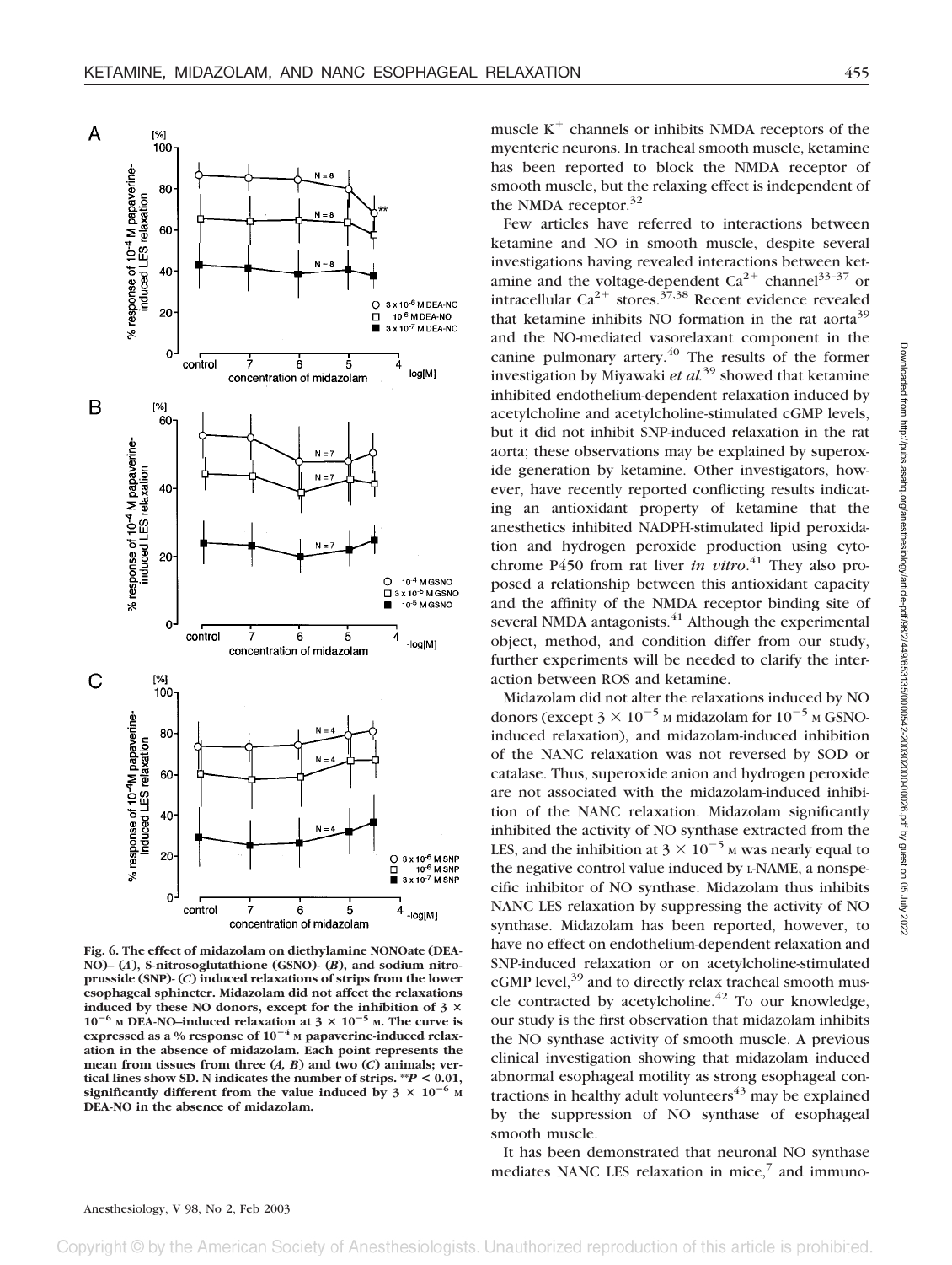Fig. 6. The effect of midazolam on diethylamine NONOate (DEA-NO)– (*A*), S-nitrosoglutathione (GSNO)- (*B*), and sodium nitroprusside (SNP)- (*C*) induced relaxations of strips from the lower esophageal sphincter. Midazolam did not affect the relaxations induced by these NO donors, except for the inhibition of $3 \times 10^{-6}$ M DEA-NO–induced relaxation at $3 \times 10^{-5}$ M. The curve is expressed as a % response of $10^{-4}$ M papaverine-induced relaxation in the absence of midazolam. Each point represents the mean from tissues from three (*A*, *B*) and two (*C*) animals; vertical lines show SD. N indicates the number of strips. $^{**}P < 0.01$, significantly different from the value induced by $3 \times 10^{-6}$ M DEA-NO in the absence of midazolam.

muscle $K^+$ channels or inhibits NMDA receptors of the myenteric neurons. In tracheal smooth muscle, ketamine has been reported to block the NMDA receptor of smooth muscle, but the relaxing effect is independent of the NMDA receptor.[32]

Few articles have referred to interactions between ketamine and NO in smooth muscle, despite several investigations having revealed interactions between ketamine and the voltage-dependent $Ca^{2+}$ channel[33–37] or intracellular $Ca^{2+}$ stores.[37,38] Recent evidence revealed that ketamine inhibits NO formation in the rat aorta[39] and the NO-mediated vasorelaxant component in the canine pulmonary artery.[40] The results of the former investigation by Miyawaki *et al.*[39] showed that ketamine inhibited endothelium-dependent relaxation induced by acetylcholine and acetylcholine-stimulated cGMP levels, but it did not inhibit SNP-induced relaxation in the rat aorta; these observations may be explained by superoxide generation by ketamine. Other investigators, however, have recently reported conflicting results indicating an antioxidant property of ketamine that the anesthetics inhibited NADPH-stimulated lipid peroxidation and hydrogen peroxide production using cytochrome P450 from rat liver *in vitro*.[41] They also proposed a relationship between this antioxidant capacity and the affinity of the NMDA receptor binding site of several NMDA antagonists.[41] Although the experimental object, method, and condition differ from our study, further experiments will be needed to clarify the interaction between ROS and ketamine.

Midazolam did not alter the relaxations induced by NO donors (except $3 \times 10^{-5}$ M midazolam for $10^{-5}$ M GSNO-induced relaxation), and midazolam-induced inhibition of the NANC relaxation was not reversed by SOD or catalase. Thus, superoxide anion and hydrogen peroxide are not associated with the midazolam-induced inhibition of the NANC relaxation. Midazolam significantly inhibited the activity of NO synthase extracted from the LES, and the inhibition at $3 \times 10^{-5}$ M was nearly equal to the negative control value induced by L-NAME, a nonspecific inhibitor of NO synthase. Midazolam thus inhibits NANC LES relaxation by suppressing the activity of NO synthase. Midazolam has been reported, however, to have no effect on endothelium-dependent relaxation and SNP-induced relaxation or on acetylcholine-stimulated cGMP level,[39] and to directly relax tracheal smooth muscle contracted by acetylcholine.[42] To our knowledge, our study is the first observation that midazolam inhibits the NO synthase activity of smooth muscle. A previous clinical investigation showing that midazolam induced abnormal esophageal motility as strong esophageal contractions in healthy adult volunteers[43] may be explained by the suppression of NO synthase of esophageal smooth muscle.

It has been demonstrated that neuronal NO synthase mediates NANC LES relaxation in mice,[7] and immuno-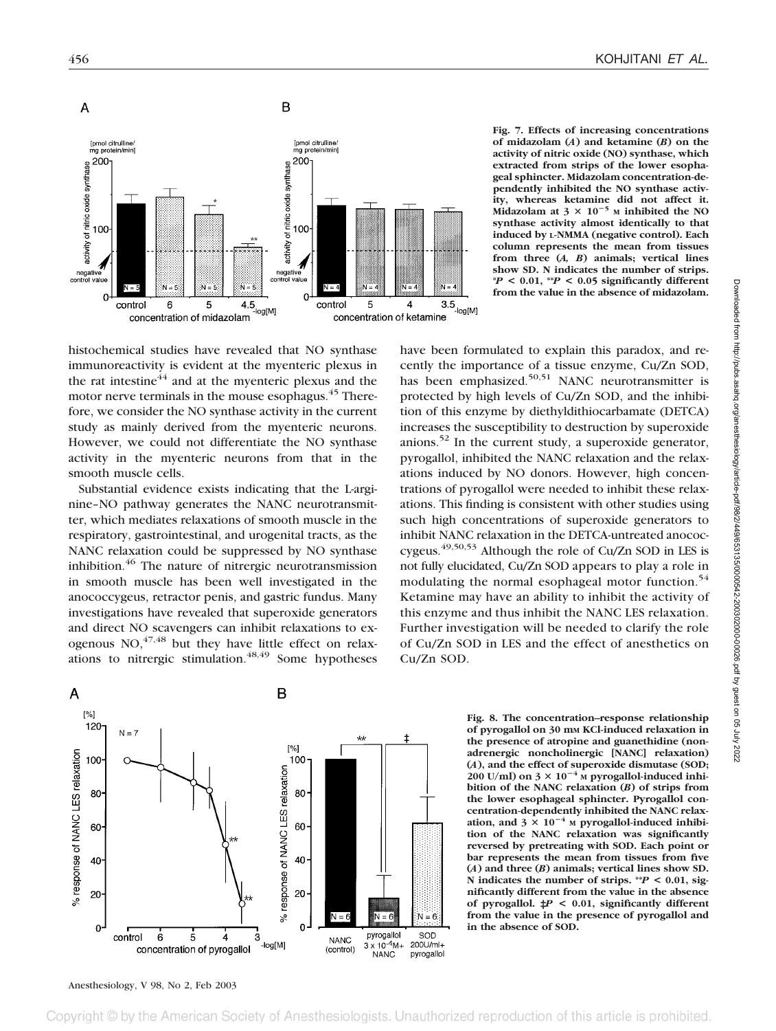**Fig. 7. Effects of increasing concentrations of midazolam (*A*) and ketamine (*B*) on the activity of nitric oxide (NO) synthase, which extracted from strips of the lower esophageal sphincter. Midazolam concentration-dependently inhibited the NO synthase activity, whereas ketamine did not affect it. Midazolam at $3 \times 10^{-5}$ M inhibited the NO synthase activity almost identically to that induced by L-NMMA (negative control). Each column represents the mean from tissues from three (*A, B*) animals; vertical lines show SD. N indicates the number of strips. \*$P < 0.01$, \*\*$P < 0.05$ significantly different from the value in the absence of midazolam.**

histochemical studies have revealed that NO synthase immunoreactivity is evident at the myenteric plexus in the rat intestine[44] and at the myenteric plexus and the motor nerve terminals in the mouse esophagus.[45] Therefore, we consider the NO synthase activity in the current study as mainly derived from the myenteric neurons. However, we could not differentiate the NO synthase activity in the myenteric neurons from that in the smooth muscle cells.

Substantial evidence exists indicating that the L-arginine–NO pathway generates the NANC neurotransmitter, which mediates relaxations of smooth muscle in the respiratory, gastrointestinal, and urogenital tracts, as the NANC relaxation could be suppressed by NO synthase inhibition.[46] The nature of nitrergic neurotransmission in smooth muscle has been well investigated in the anococcygeus, retractor penis, and gastric fundus. Many investigations have revealed that superoxide generators and direct NO scavengers can inhibit relaxations to exogenous NO,[47,48] but they have little effect on relaxations to nitrergic stimulation.[48,49] Some hypotheses have been formulated to explain this paradox, and recently the importance of a tissue enzyme, Cu/Zn SOD, has been emphasized.[50,51] NANC neurotransmitter is protected by high levels of Cu/Zn SOD, and the inhibition of this enzyme by diethyldithiocarbamate (DETCA) increases the susceptibility to destruction by superoxide anions.[52] In the current study, a superoxide generator, pyrogallol, inhibited the NANC relaxation and the relaxations induced by NO donors. However, high concentrations of pyrogallol were needed to inhibit these relaxations. This finding is consistent with other studies using such high concentrations of superoxide generators to inhibit NANC relaxation in the DETCA-untreated anococcygeus.[49,50,53] Although the role of Cu/Zn SOD in LES is not fully elucidated, Cu/Zn SOD appears to play a role in modulating the normal esophageal motor function.[54] Ketamine may have an ability to inhibit the activity of this enzyme and thus inhibit the NANC LES relaxation. Further investigation will be needed to clarify the role of Cu/Zn SOD in LES and the effect of anesthetics on Cu/Zn SOD.

**Fig. 8. The concentration–response relationship of pyrogallol on 30 mM KCl-induced relaxation in the presence of atropine and guanethidine (nonadrenergic noncholinergic [NANC] relaxation) (*A*), and the effect of superoxide dismutase (SOD; 200 U/ml) on $3 \times 10^{-4}$ M pyrogallol-induced inhibition of the NANC relaxation (*B*) of strips from the lower esophageal sphincter. Pyrogallol concentration-dependently inhibited the NANC relaxation, and $3 \times 10^{-4}$ M pyrogallol-induced inhibition of the NANC relaxation was significantly reversed by pretreating with SOD. Each point or bar represents the mean from tissues from five (*A*) and three (*B*) animals; vertical lines show SD. N indicates the number of strips. \*\*$P < 0.01$, significantly different from the value in the absence of pyrogallol. ‡$P < 0.01$, significantly different from the value in the presence of pyrogallol and in the absence of SOD.**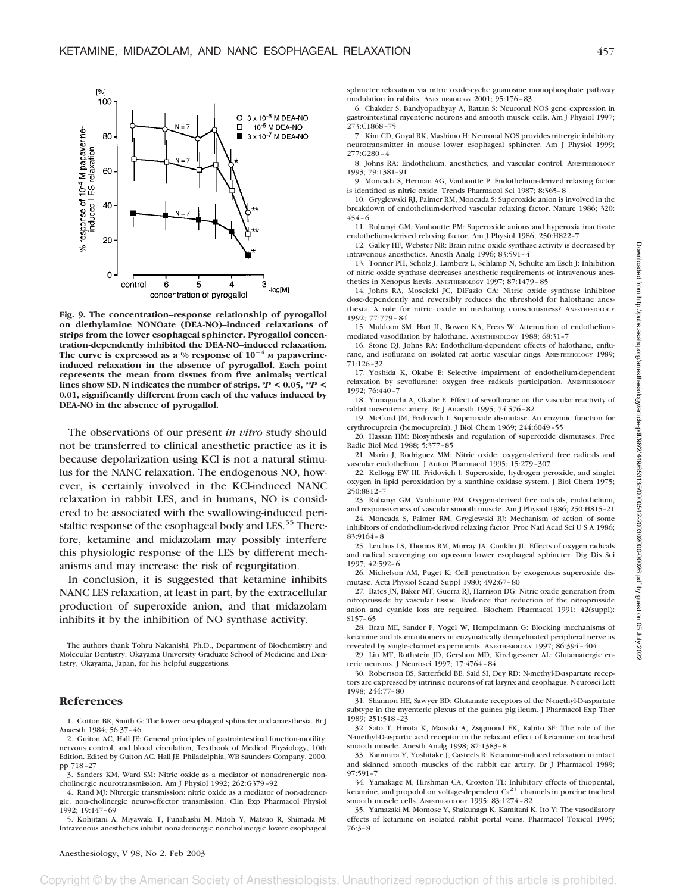Fig. 9. The concentration–response relationship of pyrogallol on diethylamine NONOate (DEA-NO)–induced relaxations of strips from the lower esophageal sphincter. Pyrogallol concentration-dependently inhibited the DEA-NO–induced relaxation. The curve is expressed as a % response of $10^{-4}$ M papaverine-induced relaxation in the absence of pyrogallol. Each point represents the mean from tissues from five animals; vertical lines show SD. N indicates the number of strips. *$P < 0.05$, **$P < 0.01$, significantly different from each of the values induced by DEA-NO in the absence of pyrogallol.

The observations of our present *in vitro* study should not be transferred to clinical anesthetic practice as it is because depolarization using KCl is not a natural stimulus for the NANC relaxation. The endogenous NO, however, is certainly involved in the KCl-induced NANC relaxation in rabbit LES, and in humans, NO is considered to be associated with the swallowing-induced peristaltic response of the esophageal body and LES.[55] Therefore, ketamine and midazolam may possibly interfere this physiologic response of the LES by different mechanisms and may increase the risk of regurgitation.

In conclusion, it is suggested that ketamine inhibits NANC LES relaxation, at least in part, by the extracellular production of superoxide anion, and that midazolam inhibits it by the inhibition of NO synthase activity.

The authors thank Tohru Nakanishi, Ph.D., Department of Biochemistry and Molecular Dentistry, Okayama University Graduate School of Medicine and Dentistry, Okayama, Japan, for his helpful suggestions.

## References

1. Cotton BR, Smith G: The lower oesophageal sphincter and anaesthesia. Br J Anaesth 1984; 56:37–46
2. Guiton AC, Hall JE: General principles of gastrointestinal function-motility, nervous control, and blood circulation, Textbook of Medical Physiology, 10th Edition. Edited by Guiton AC, Hall JE. Philadelphia, WB Saunders Company, 2000, pp 718–27
3. Sanders KM, Ward SM: Nitric oxide as a mediator of nonadrenergic noncholinergic neurotransmission. Am J Physiol 1992; 262:G379–92
4. Rand MJ: Nitrergic transmission: nitric oxide as a mediator of non-adrenergic, non-cholinergic neuro-effector transmission. Clin Exp Pharmacol Physiol 1992; 19:147–69
5. Kohjitani A, Miyawaki T, Funahashi M, Mitoh Y, Matsuo R, Shimada M: Intravenous anesthetics inhibit nonadrenergic noncholinergic lower esophageal sphincter relaxation via nitric oxide-cyclic guanosine monophosphate pathway modulation in rabbits. ANESTHESIOLOGY 2001; 95:176–83
6. Chakder S, Bandyopadhyay A, Rattan S: Neuronal NOS gene expression in gastrointestinal myenteric neurons and smooth muscle cells. Am J Physiol 1997; 273:C1868–75
7. Kim CD, Goyal RK, Mashimo H: Neuronal NOS provides nitrergic inhibitory neurotransmitter in mouse lower esophageal sphincter. Am J Physiol 1999; 277:G280–4
8. Johns RA: Endothelium, anesthetics, and vascular control. ANESTHESIOLOGY 1993; 79:1381–91
9. Moncada S, Herman AG, Vanhoutte P: Endothelium-derived relaxing factor is identified as nitric oxide. Trends Pharmacol Sci 1987; 8:365–8
10. Gryglewski RJ, Palmer RM, Moncada S: Superoxide anion is involved in the breakdown of endothelium-derived vascular relaxing factor. Nature 1986; 320:454–6
11. Rubanyi GM, Vanhoutte PM: Superoxide anions and hyperoxia inactivate endothelium-derived relaxing factor. Am J Physiol 1986; 250:H822–7
12. Galley HF, Webster NR: Brain nitric oxide synthase activity is decreased by intravenous anesthetics. Anesth Analg 1996; 83:591–4
13. Tonner PH, Scholz J, Lamberz L, Schlamp N, Schulte am Esch J: Inhibition of nitric oxide synthase decreases anesthetic requirements of intravenous anesthetics in Xenopus laevis. ANESTHESIOLOGY 1997; 87:1479–85
14. Johns RA, Moscicki JC, DiFazio CA: Nitric oxide synthase inhibitor dose-dependently and reversibly reduces the threshold for halothane anesthesia. A role for nitric oxide in mediating consciousness? ANESTHESIOLOGY 1992; 77:779–84
15. Muldoon SM, Hart JL, Bowen KA, Freas W: Attenuation of endothelium-mediated vasodilation by halothane. ANESTHESIOLOGY 1988; 68:31–7
16. Stone DJ, Johns RA: Endothelium-dependent effects of halothane, enflurane, and isoflurane on isolated rat aortic vascular rings. ANESTHESIOLOGY 1989; 71:126–32
17. Yoshida K, Okabe E: Selective impairment of endothelium-dependent relaxation by sevoflurane: oxygen free radicals participation. ANESTHESIOLOGY 1992; 76:440–7
18. Yamaguchi A, Okabe E: Effect of sevoflurane on the vascular reactivity of rabbit mesenteric artery. Br J Anaesth 1995; 74:576–82
19. McCord JM, Fridovich I: Superoxide dismutase. An enzymic function for erythrocuprein (hemocuprein). J Biol Chem 1969; 244:6049–55
20. Hassan HM: Biosynthesis and regulation of superoxide dismutases. Free Radic Biol Med 1988; 5:377–85
21. Marin J, Rodriguez MM: Nitric oxide, oxygen-derived free radicals and vascular endothelium. J Auton Pharmacol 1995; 15:279–307
22. Kellogg EW III, Fridovich I: Superoxide, hydrogen peroxide, and singlet oxygen in lipid peroxidation by a xanthine oxidase system. J Biol Chem 1975; 250:8812–7
23. Rubanyi GM, Vanhoutte PM: Oxygen-derived free radicals, endothelium, and responsiveness of vascular smooth muscle. Am J Physiol 1986; 250:H815–21
24. Moncada S, Palmer RM, Gryglewski RJ: Mechanism of action of some inhibitors of endothelium-derived relaxing factor. Proc Natl Acad Sci U S A 1986; 83:9164–8
25. Leichus LS, Thomas RM, Murray JA, Conklin JL: Effects of oxygen radicals and radical scavenging on opossum lower esophageal sphincter. Dig Dis Sci 1997; 42:592–6
26. Michelson AM, Puget K: Cell penetration by exogenous superoxide dismutase. Acta Physiol Scand Suppl 1980; 492:67–80
27. Bates JN, Baker MT, Guerra RJ, Harrison DG: Nitric oxide generation from nitroprusside by vascular tissue. Evidence that reduction of the nitroprusside anion and cyanide loss are required. Biochem Pharmacol 1991; 42(suppl):S157–65
28. Brau ME, Sander F, Vogel W, Hempelmann G: Blocking mechanisms of ketamine and its enantiomers in enzymatically demyelinated peripheral nerve as revealed by single-channel experiments. ANESTHESIOLOGY 1997; 86:394–404
29. Liu MT, Rothstein JD, Gershon MD, Kirchgessner AL: Glutamatergic enteric neurons. J Neurosci 1997; 17:4764–84
30. Robertson BS, Satterfield BE, Said SI, Dey RD: N-methyl-D-aspartate receptors are expressed by intrinsic neurons of rat larynx and esophagus. Neurosci Lett 1998; 244:77–80
31. Shannon HE, Sawyer BD: Glutamate receptors of the N-methyl-D-aspartate subtype in the myenteric plexus of the guinea pig ileum. J Pharmacol Exp Ther 1989; 251:518–23
32. Sato T, Hirota K, Matsuki A, Zsigmond EK, Rabito SF: The role of the N-methyl-D-aspartic acid receptor in the relaxant effect of ketamine on tracheal smooth muscle. Anesth Analg 1998; 87:1383–8
33. Kanmura Y, Yoshitake J, Casteels R: Ketamine-induced relaxation in intact and skinned smooth muscles of the rabbit ear artery. Br J Pharmacol 1989; 97:591–7
34. Yamakage M, Hirshman CA, Croxton TL: Inhibitory effects of thiopental, ketamine, and propofol on voltage-dependent $Ca^{2+}$ channels in porcine tracheal smooth muscle cells. ANESTHESIOLOGY 1995; 83:1274–82
35. Yamazaki M, Momose Y, Shakunaga K, Kamitani K, Ito Y: The vasodilatory effects of ketamine on isolated rabbit portal veins. Pharmacol Toxicol 1995; 76:3–8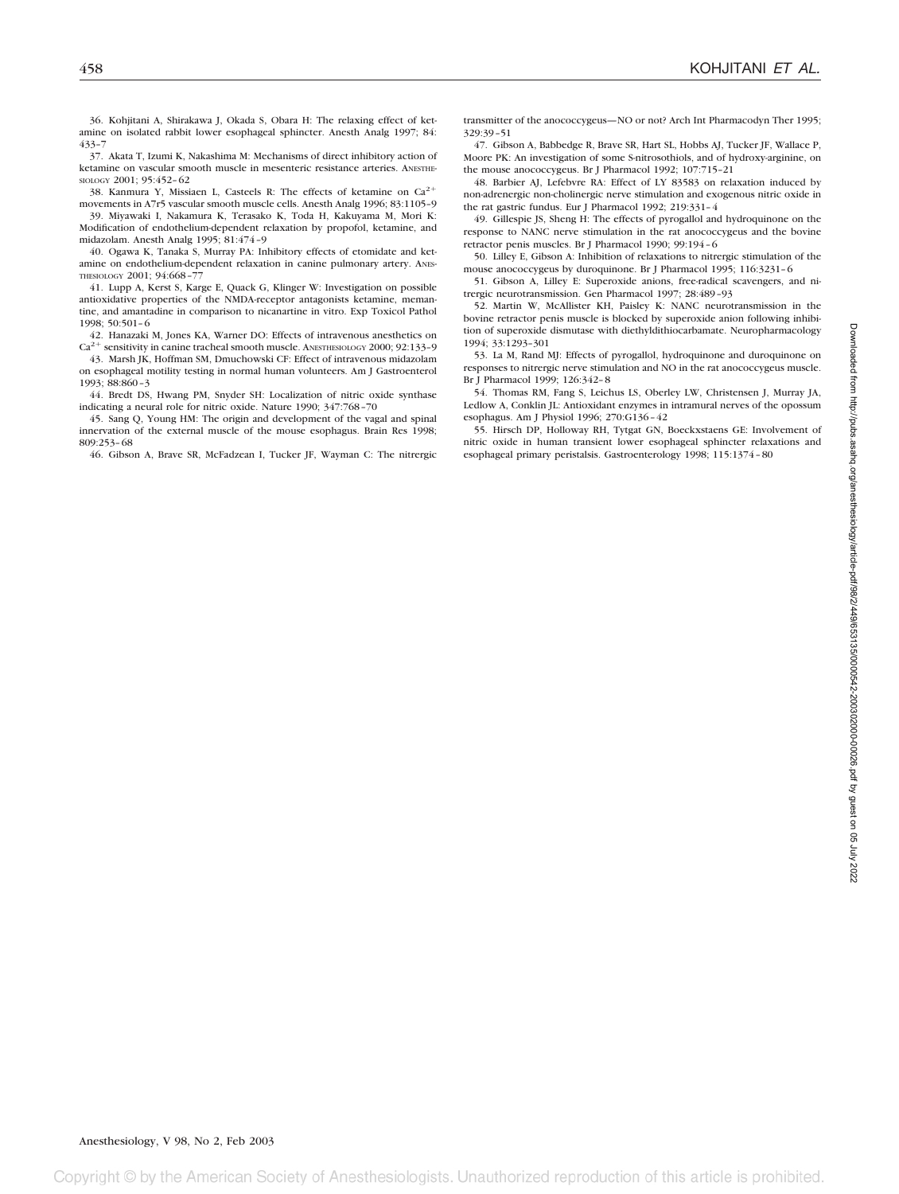36. Kohjitani A, Shirakawa J, Okada S, Obara H: The relaxing effect of ketamine on isolated rabbit lower esophageal sphincter. Anesth Analg 1997; 84: 433–7

37. Akata T, Izumi K, Nakashima M: Mechanisms of direct inhibitory action of ketamine on vascular smooth muscle in mesenteric resistance arteries. ANESTHESIOLOGY 2001; 95:452–62

38. Kanmura Y, Missiaen L, Casteels R: The effects of ketamine on $Ca^{2+}$ movements in A7r5 vascular smooth muscle cells. Anesth Analg 1996; 83:1105–9

39. Miyawaki I, Nakamura K, Terasako K, Toda H, Kakuyama M, Mori K: Modification of endothelium-dependent relaxation by propofol, ketamine, and midazolam. Anesth Analg 1995; 81:474–9

40. Ogawa K, Tanaka S, Murray PA: Inhibitory effects of etomidate and ketamine on endothelium-dependent relaxation in canine pulmonary artery. ANESTHESIOLOGY 2001; 94:668–77

41. Lupp A, Kerst S, Karge E, Quack G, Klinger W: Investigation on possible antioxidative properties of the NMDA-receptor antagonists ketamine, memantine, and amantadine in comparison to nicanartine in vitro. Exp Toxicol Pathol 1998; 50:501–6

42. Hanazaki M, Jones KA, Warner DO: Effects of intravenous anesthetics on $Ca^{2+}$ sensitivity in canine tracheal smooth muscle. ANESTHESIOLOGY 2000; 92:133–9

43. Marsh JK, Hoffman SM, Dmuchowski CF: Effect of intravenous midazolam on esophageal motility testing in normal human volunteers. Am J Gastroenterol 1993; 88:860–3

44. Bredt DS, Hwang PM, Snyder SH: Localization of nitric oxide synthase indicating a neural role for nitric oxide. Nature 1990; 347:768–70

45. Sang Q, Young HM: The origin and development of the vagal and spinal innervation of the external muscle of the mouse esophagus. Brain Res 1998; 809:253–68

46. Gibson A, Brave SR, McFadzean I, Tucker JF, Wayman C: The nitrergic transmitter of the anococcygeus—NO or not? Arch Int Pharmacodyn Ther 1995; 329:39–51

47. Gibson A, Babbedge R, Brave SR, Hart SL, Hobbs AJ, Tucker JF, Wallace P, Moore PK: An investigation of some S-nitrosothiols, and of hydroxy-arginine, on the mouse anococcygeus. Br J Pharmacol 1992; 107:715–21

48. Barbier AJ, Lefebvre RA: Effect of LY 83583 on relaxation induced by non-adrenergic non-cholinergic nerve stimulation and exogenous nitric oxide in the rat gastric fundus. Eur J Pharmacol 1992; 219:331–4

49. Gillespie JS, Sheng H: The effects of pyrogallol and hydroquinone on the response to NANC nerve stimulation in the rat anococcygeus and the bovine retractor penis muscles. Br J Pharmacol 1990; 99:194–6

50. Lilley E, Gibson A: Inhibition of relaxations to nitrergic stimulation of the mouse anococcygeus by duroquinone. Br J Pharmacol 1995; 116:3231–6

51. Gibson A, Lilley E: Superoxide anions, free-radical scavengers, and nitrergic neurotransmission. Gen Pharmacol 1997; 28:489–93

52. Martin W, McAllister KH, Paisley K: NANC neurotransmission in the bovine retractor penis muscle is blocked by superoxide anion following inhibition of superoxide dismutase with diethyldithiocarbamate. Neuropharmacology 1994; 33:1293–301

53. La M, Rand MJ: Effects of pyrogallol, hydroquinone and duroquinone on responses to nitrergic nerve stimulation and NO in the rat anococcygeus muscle. Br J Pharmacol 1999; 126:342–8

54. Thomas RM, Fang S, Leichus LS, Oberley LW, Christensen J, Murray JA, Ledlow A, Conklin JL: Antioxidant enzymes in intramural nerves of the opossum esophagus. Am J Physiol 1996; 270:G136–42

55. Hirsch DP, Holloway RH, Tytgat GN, Boeckxstaens GE: Involvement of nitric oxide in human transient lower esophageal sphincter relaxations and esophageal primary peristalsis. Gastroenterology 1998; 115:1374–80